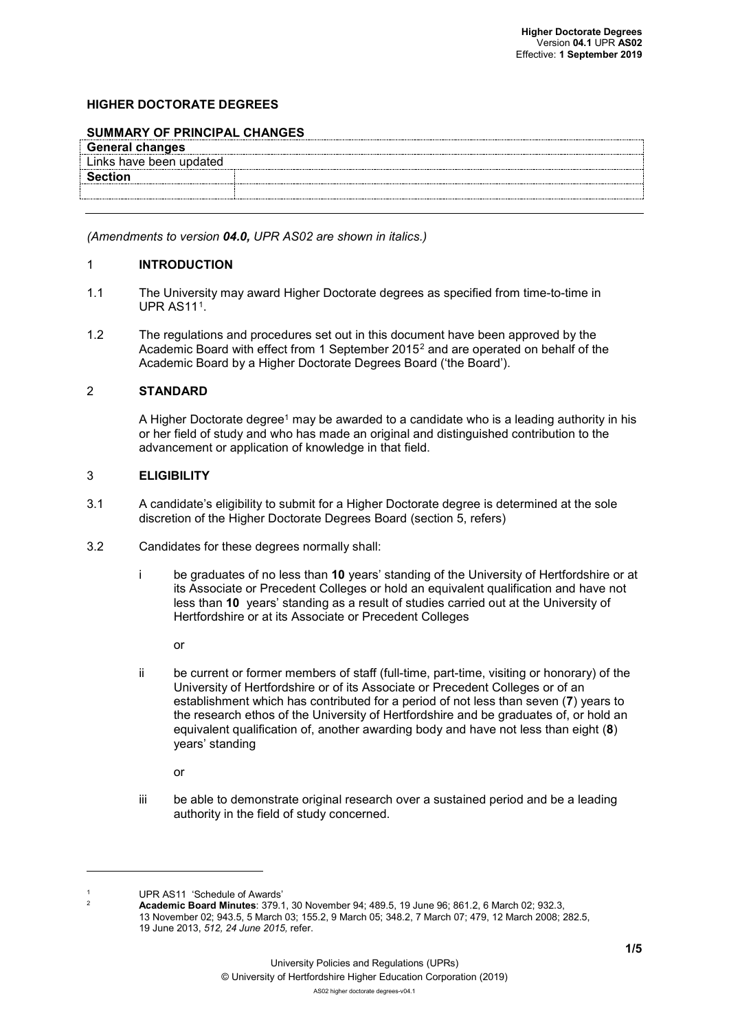## HIGHER DOCTORATE DEGREES

### SUMMARY OF PRINCIPAL CHANGES

| **General changes** | |
|---|---|
| Links have been updated | |
| **Section** | |
| | |

*(Amendments to version **04.0,** UPR AS02 are shown in italics.)*

## 1 INTRODUCTION

1.1 The University may award Higher Doctorate degrees as specified from time-to-time in UPR AS11[1].

1.2 The regulations and procedures set out in this document have been approved by the Academic Board with effect from 1 September 2015[2] and are operated on behalf of the Academic Board by a Higher Doctorate Degrees Board ('the Board').

## 2 STANDARD

A Higher Doctorate degree[1] may be awarded to a candidate who is a leading authority in his or her field of study and who has made an original and distinguished contribution to the advancement or application of knowledge in that field.

## 3 ELIGIBILITY

3.1 A candidate's eligibility to submit for a Higher Doctorate degree is determined at the sole discretion of the Higher Doctorate Degrees Board (section 5, refers)

3.2 Candidates for these degrees normally shall:

i be graduates of no less than **10** years' standing of the University of Hertfordshire or at its Associate or Precedent Colleges or hold an equivalent qualification and have not less than **10** years' standing as a result of studies carried out at the University of Hertfordshire or at its Associate or Precedent Colleges

or

ii be current or former members of staff (full-time, part-time, visiting or honorary) of the University of Hertfordshire or of its Associate or Precedent Colleges or of an establishment which has contributed for a period of not less than seven (**7**) years to the research ethos of the University of Hertfordshire and be graduates of, or hold an equivalent qualification of, another awarding body and have not less than eight (**8**) years' standing

or

iii be able to demonstrate original research over a sustained period and be a leading authority in the field of study concerned.

---

[1] UPR AS11 'Schedule of Awards'

[2] **Academic Board Minutes**: 379.1, 30 November 94; 489.5, 19 June 96; 861.2, 6 March 02; 932.3, 13 November 02; 943.5, 5 March 03; 155.2, 9 March 05; 348.2, 7 March 07; 479, 12 March 2008; 282.5, 19 June 2013, *512, 24 June 2015,* refer.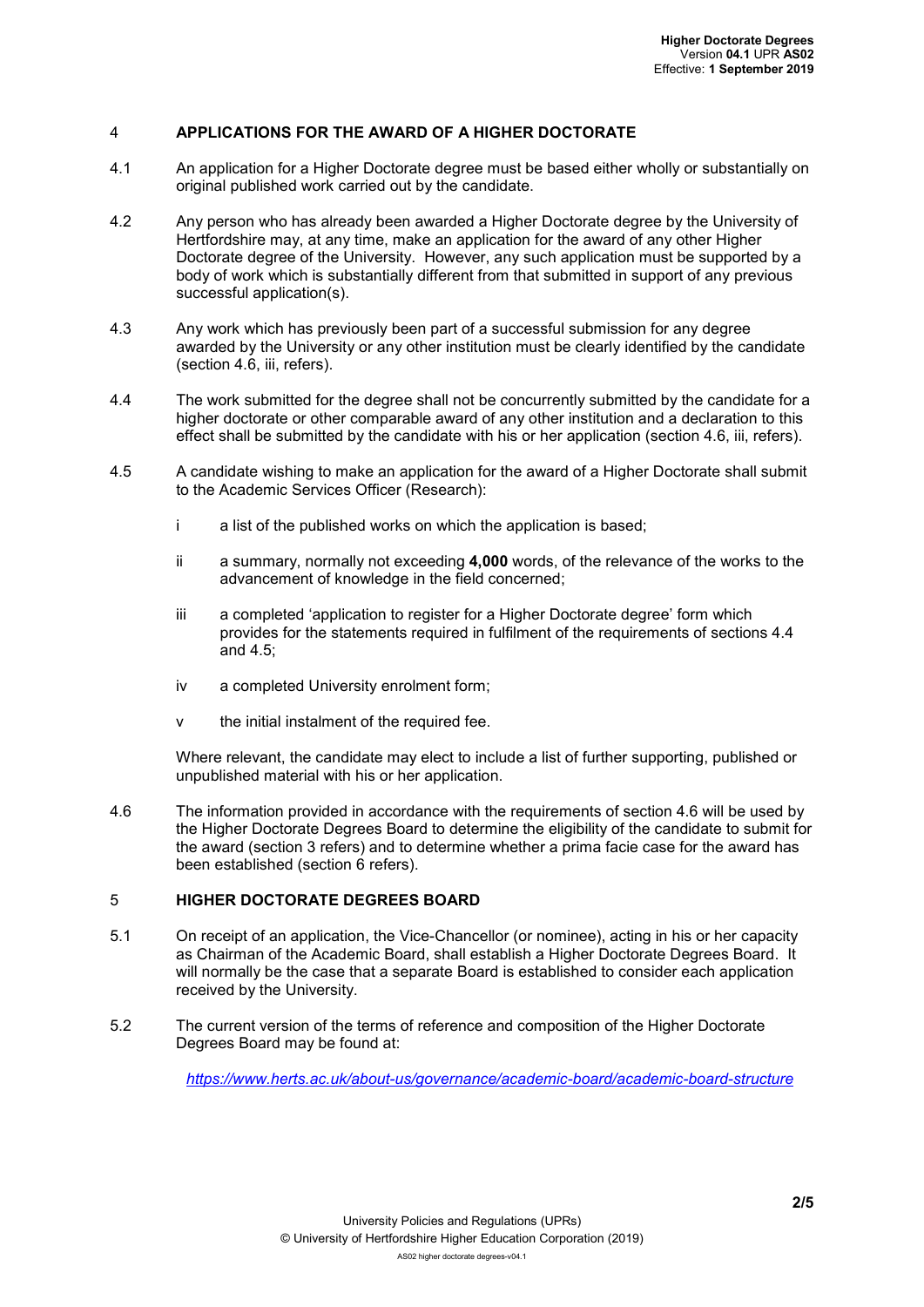## 4 APPLICATIONS FOR THE AWARD OF A HIGHER DOCTORATE

4.1 An application for a Higher Doctorate degree must be based either wholly or substantially on original published work carried out by the candidate.

4.2 Any person who has already been awarded a Higher Doctorate degree by the University of Hertfordshire may, at any time, make an application for the award of any other Higher Doctorate degree of the University. However, any such application must be supported by a body of work which is substantially different from that submitted in support of any previous successful application(s).

4.3 Any work which has previously been part of a successful submission for any degree awarded by the University or any other institution must be clearly identified by the candidate (section 4.6, iii, refers).

4.4 The work submitted for the degree shall not be concurrently submitted by the candidate for a higher doctorate or other comparable award of any other institution and a declaration to this effect shall be submitted by the candidate with his or her application (section 4.6, iii, refers).

4.5 A candidate wishing to make an application for the award of a Higher Doctorate shall submit to the Academic Services Officer (Research):

- i a list of the published works on which the application is based;
- ii a summary, normally not exceeding **4,000** words, of the relevance of the works to the advancement of knowledge in the field concerned;
- iii a completed 'application to register for a Higher Doctorate degree' form which provides for the statements required in fulfilment of the requirements of sections 4.4 and 4.5;
- iv a completed University enrolment form;
- v the initial instalment of the required fee.

Where relevant, the candidate may elect to include a list of further supporting, published or unpublished material with his or her application.

4.6 The information provided in accordance with the requirements of section 4.6 will be used by the Higher Doctorate Degrees Board to determine the eligibility of the candidate to submit for the award (section 3 refers) and to determine whether a prima facie case for the award has been established (section 6 refers).

## 5 HIGHER DOCTORATE DEGREES BOARD

5.1 On receipt of an application, the Vice-Chancellor (or nominee), acting in his or her capacity as Chairman of the Academic Board, shall establish a Higher Doctorate Degrees Board. It will normally be the case that a separate Board is established to consider each application received by the University.

5.2 The current version of the terms of reference and composition of the Higher Doctorate Degrees Board may be found at:

*https://www.herts.ac.uk/about-us/governance/academic-board/academic-board-structure*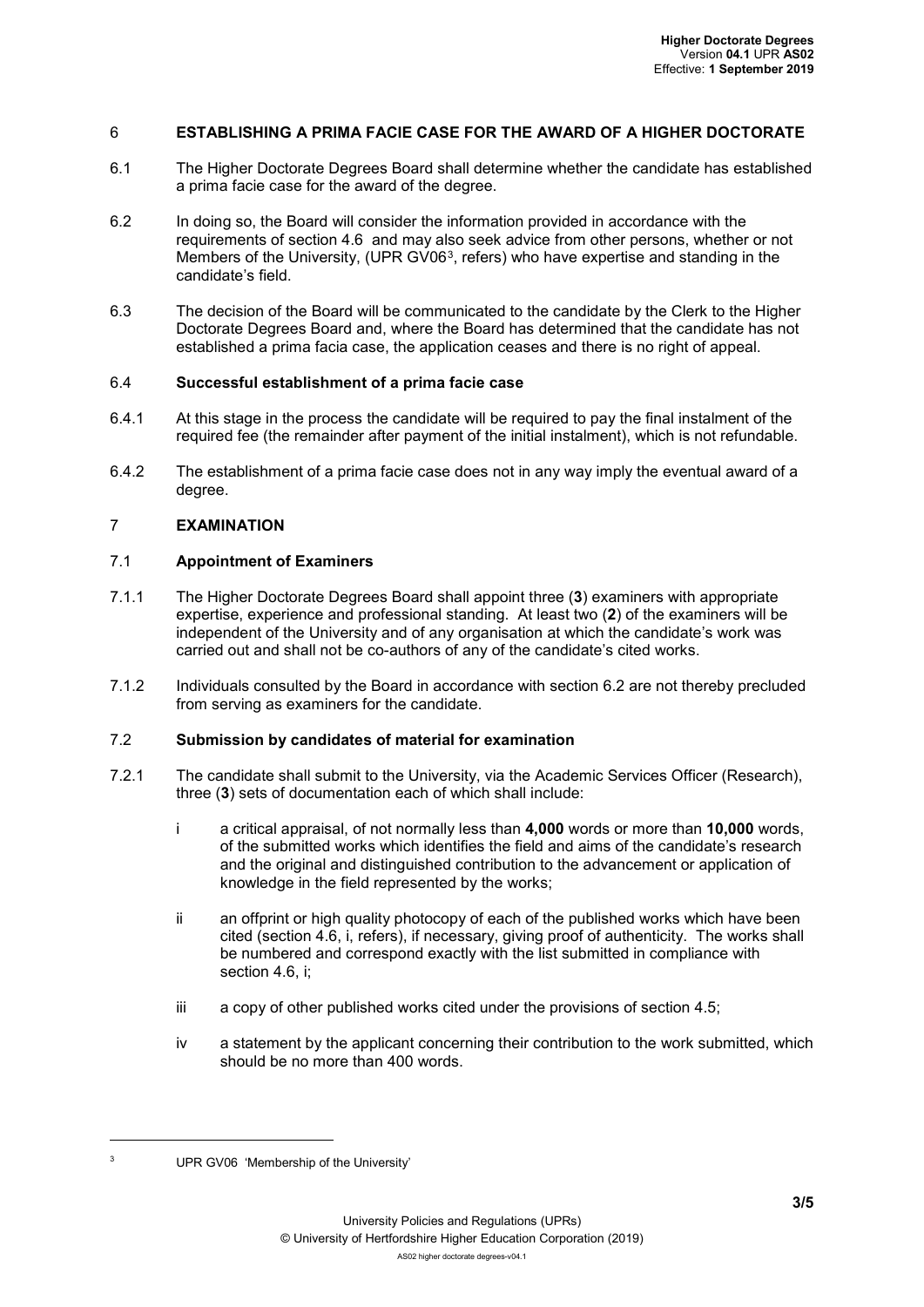## 6 ESTABLISHING A PRIMA FACIE CASE FOR THE AWARD OF A HIGHER DOCTORATE

6.1 The Higher Doctorate Degrees Board shall determine whether the candidate has established a prima facie case for the award of the degree.

6.2 In doing so, the Board will consider the information provided in accordance with the requirements of section 4.6 and may also seek advice from other persons, whether or not Members of the University, (UPR GV06[3], refers) who have expertise and standing in the candidate's field.

6.3 The decision of the Board will be communicated to the candidate by the Clerk to the Higher Doctorate Degrees Board and, where the Board has determined that the candidate has not established a prima facia case, the application ceases and there is no right of appeal.

### 6.4 Successful establishment of a prima facie case

6.4.1 At this stage in the process the candidate will be required to pay the final instalment of the required fee (the remainder after payment of the initial instalment), which is not refundable.

6.4.2 The establishment of a prima facie case does not in any way imply the eventual award of a degree.

## 7 EXAMINATION

### 7.1 Appointment of Examiners

7.1.1 The Higher Doctorate Degrees Board shall appoint three (**3**) examiners with appropriate expertise, experience and professional standing. At least two (**2**) of the examiners will be independent of the University and of any organisation at which the candidate's work was carried out and shall not be co-authors of any of the candidate's cited works.

7.1.2 Individuals consulted by the Board in accordance with section 6.2 are not thereby precluded from serving as examiners for the candidate.

### 7.2 Submission by candidates of material for examination

7.2.1 The candidate shall submit to the University, via the Academic Services Officer (Research), three (**3**) sets of documentation each of which shall include:

i a critical appraisal, of not normally less than **4,000** words or more than **10,000** words, of the submitted works which identifies the field and aims of the candidate's research and the original and distinguished contribution to the advancement or application of knowledge in the field represented by the works;

ii an offprint or high quality photocopy of each of the published works which have been cited (section 4.6, i, refers), if necessary, giving proof of authenticity. The works shall be numbered and correspond exactly with the list submitted in compliance with section 4.6, i;

iii a copy of other published works cited under the provisions of section 4.5;

iv a statement by the applicant concerning their contribution to the work submitted, which should be no more than 400 words.

---

[3] UPR GV06 'Membership of the University'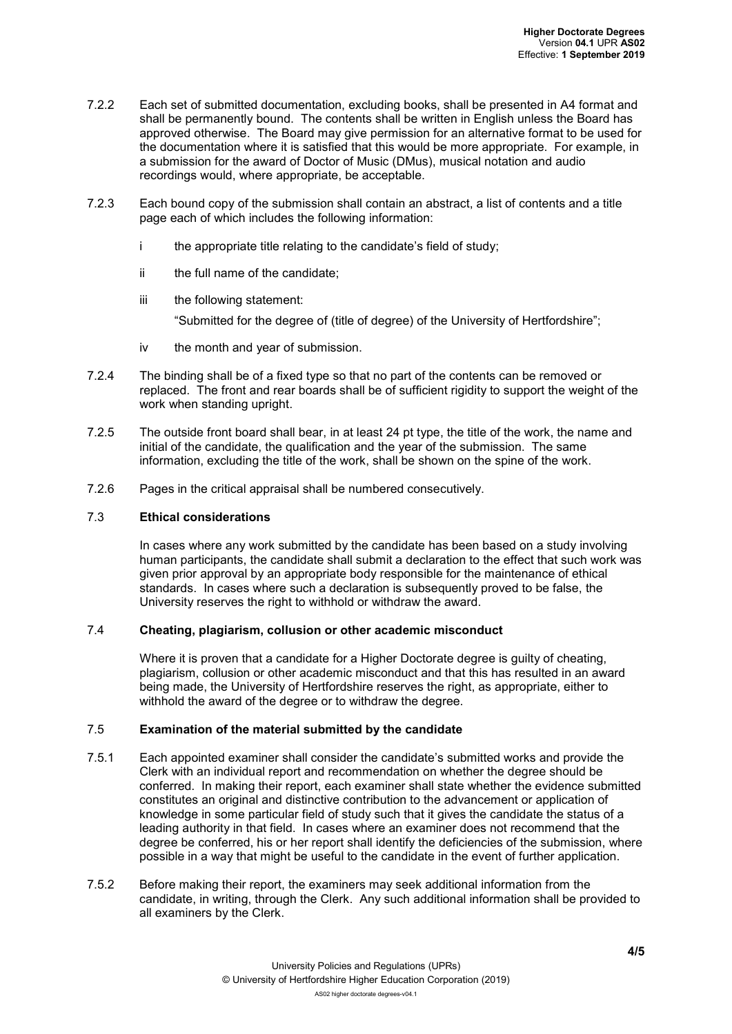7.2.2 Each set of submitted documentation, excluding books, shall be presented in A4 format and shall be permanently bound. The contents shall be written in English unless the Board has approved otherwise. The Board may give permission for an alternative format to be used for the documentation where it is satisfied that this would be more appropriate. For example, in a submission for the award of Doctor of Music (DMus), musical notation and audio recordings would, where appropriate, be acceptable.

7.2.3 Each bound copy of the submission shall contain an abstract, a list of contents and a title page each of which includes the following information:

- i the appropriate title relating to the candidate's field of study;
- ii the full name of the candidate;
- iii the following statement:

  "Submitted for the degree of (title of degree) of the University of Hertfordshire";
- iv the month and year of submission.

7.2.4 The binding shall be of a fixed type so that no part of the contents can be removed or replaced. The front and rear boards shall be of sufficient rigidity to support the weight of the work when standing upright.

7.2.5 The outside front board shall bear, in at least 24 pt type, the title of the work, the name and initial of the candidate, the qualification and the year of the submission. The same information, excluding the title of the work, shall be shown on the spine of the work.

7.2.6 Pages in the critical appraisal shall be numbered consecutively.

### 7.3 Ethical considerations

In cases where any work submitted by the candidate has been based on a study involving human participants, the candidate shall submit a declaration to the effect that such work was given prior approval by an appropriate body responsible for the maintenance of ethical standards. In cases where such a declaration is subsequently proved to be false, the University reserves the right to withhold or withdraw the award.

### 7.4 Cheating, plagiarism, collusion or other academic misconduct

Where it is proven that a candidate for a Higher Doctorate degree is guilty of cheating, plagiarism, collusion or other academic misconduct and that this has resulted in an award being made, the University of Hertfordshire reserves the right, as appropriate, either to withhold the award of the degree or to withdraw the degree.

### 7.5 Examination of the material submitted by the candidate

7.5.1 Each appointed examiner shall consider the candidate's submitted works and provide the Clerk with an individual report and recommendation on whether the degree should be conferred. In making their report, each examiner shall state whether the evidence submitted constitutes an original and distinctive contribution to the advancement or application of knowledge in some particular field of study such that it gives the candidate the status of a leading authority in that field. In cases where an examiner does not recommend that the degree be conferred, his or her report shall identify the deficiencies of the submission, where possible in a way that might be useful to the candidate in the event of further application.

7.5.2 Before making their report, the examiners may seek additional information from the candidate, in writing, through the Clerk. Any such additional information shall be provided to all examiners by the Clerk.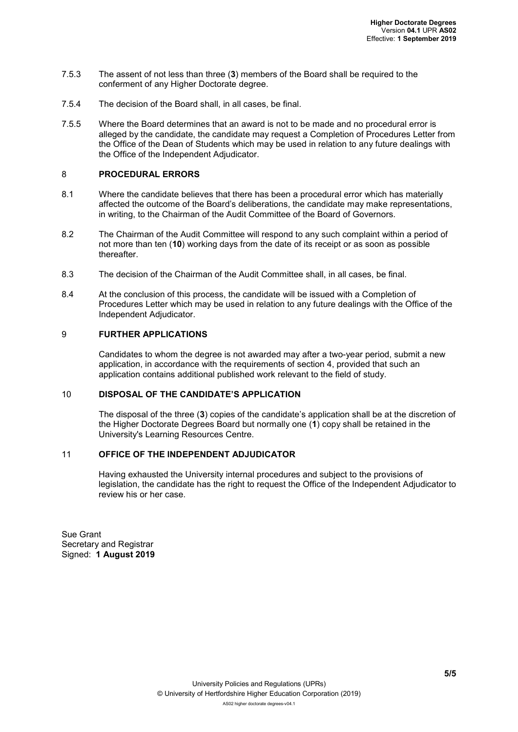7.5.3 The assent of not less than three (**3**) members of the Board shall be required to the conferment of any Higher Doctorate degree.

7.5.4 The decision of the Board shall, in all cases, be final.

7.5.5 Where the Board determines that an award is not to be made and no procedural error is alleged by the candidate, the candidate may request a Completion of Procedures Letter from the Office of the Dean of Students which may be used in relation to any future dealings with the Office of the Independent Adjudicator.

## 8 PROCEDURAL ERRORS

8.1 Where the candidate believes that there has been a procedural error which has materially affected the outcome of the Board's deliberations, the candidate may make representations, in writing, to the Chairman of the Audit Committee of the Board of Governors.

8.2 The Chairman of the Audit Committee will respond to any such complaint within a period of not more than ten (**10**) working days from the date of its receipt or as soon as possible thereafter.

8.3 The decision of the Chairman of the Audit Committee shall, in all cases, be final.

8.4 At the conclusion of this process, the candidate will be issued with a Completion of Procedures Letter which may be used in relation to any future dealings with the Office of the Independent Adjudicator.

## 9 FURTHER APPLICATIONS

Candidates to whom the degree is not awarded may after a two-year period, submit a new application, in accordance with the requirements of section 4, provided that such an application contains additional published work relevant to the field of study.

## 10 DISPOSAL OF THE CANDIDATE'S APPLICATION

The disposal of the three (**3**) copies of the candidate's application shall be at the discretion of the Higher Doctorate Degrees Board but normally one (**1**) copy shall be retained in the University's Learning Resources Centre.

## 11 OFFICE OF THE INDEPENDENT ADJUDICATOR

Having exhausted the University internal procedures and subject to the provisions of legislation, the candidate has the right to request the Office of the Independent Adjudicator to review his or her case.

Sue Grant
Secretary and Registrar
Signed: **1 August 2019**